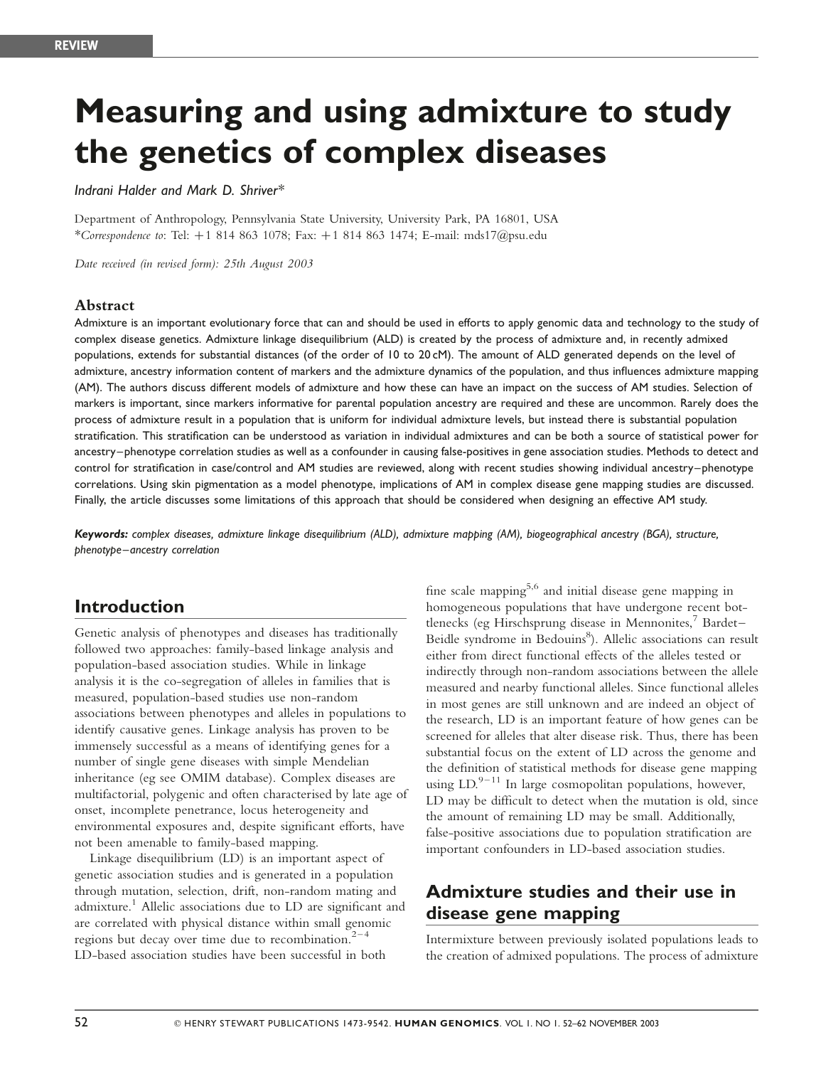# Measuring and using admixture to study the genetics of complex diseases

*Indrani Halder and Mark D. Shriver**

Department of Anthropology, Pennsylvania State University, University Park, PA 16801, USA
**Correspondence to*: Tel: +1 814 863 1078; Fax: +1 814 863 1474; E-mail: mds17@psu.edu

*Date received (in revised form): 25th August 2003*

## Abstract

Admixture is an important evolutionary force that can and should be used in efforts to apply genomic data and technology to the study of complex disease genetics. Admixture linkage disequilibrium (ALD) is created by the process of admixture and, in recently admixed populations, extends for substantial distances (of the order of 10 to 20 cM). The amount of ALD generated depends on the level of admixture, ancestry information content of markers and the admixture dynamics of the population, and thus influences admixture mapping (AM). The authors discuss different models of admixture and how these can have an impact on the success of AM studies. Selection of markers is important, since markers informative for parental population ancestry are required and these are uncommon. Rarely does the process of admixture result in a population that is uniform for individual admixture levels, but instead there is substantial population stratification. This stratification can be understood as variation in individual admixtures and can be both a source of statistical power for ancestry–phenotype correlation studies as well as a confounder in causing false-positives in gene association studies. Methods to detect and control for stratification in case/control and AM studies are reviewed, along with recent studies showing individual ancestry–phenotype correlations. Using skin pigmentation as a model phenotype, implications of AM in complex disease gene mapping studies are discussed. Finally, the article discusses some limitations of this approach that should be considered when designing an effective AM study.

***Keywords:*** *complex diseases, admixture linkage disequilibrium (ALD), admixture mapping (AM), biogeographical ancestry (BGA), structure, phenotype–ancestry correlation*

## Introduction

Genetic analysis of phenotypes and diseases has traditionally followed two approaches: family-based linkage analysis and population-based association studies. While in linkage analysis it is the co-segregation of alleles in families that is measured, population-based studies use non-random associations between phenotypes and alleles in populations to identify causative genes. Linkage analysis has proven to be immensely successful as a means of identifying genes for a number of single gene diseases with simple Mendelian inheritance (eg see OMIM database). Complex diseases are multifactorial, polygenic and often characterised by late age of onset, incomplete penetrance, locus heterogeneity and environmental exposures and, despite significant efforts, have not been amenable to family-based mapping.

Linkage disequilibrium (LD) is an important aspect of genetic association studies and is generated in a population through mutation, selection, drift, non-random mating and admixture.[1] Allelic associations due to LD are significant and are correlated with physical distance within small genomic regions but decay over time due to recombination.[2–4] LD-based association studies have been successful in both fine scale mapping[5,6] and initial disease gene mapping in homogeneous populations that have undergone recent bottlenecks (eg Hirschsprung disease in Mennonites,[7] Bardet–Beidle syndrome in Bedouins[8]). Allelic associations can result either from direct functional effects of the alleles tested or indirectly through non-random associations between the allele measured and nearby functional alleles. Since functional alleles in most genes are still unknown and are indeed an object of the research, LD is an important feature of how genes can be screened for alleles that alter disease risk. Thus, there has been substantial focus on the extent of LD across the genome and the definition of statistical methods for disease gene mapping using LD.[9–11] In large cosmopolitan populations, however, LD may be difficult to detect when the mutation is old, since the amount of remaining LD may be small. Additionally, false-positive associations due to population stratification are important confounders in LD-based association studies.

## Admixture studies and their use in disease gene mapping

Intermixture between previously isolated populations leads to the creation of admixed populations. The process of admixture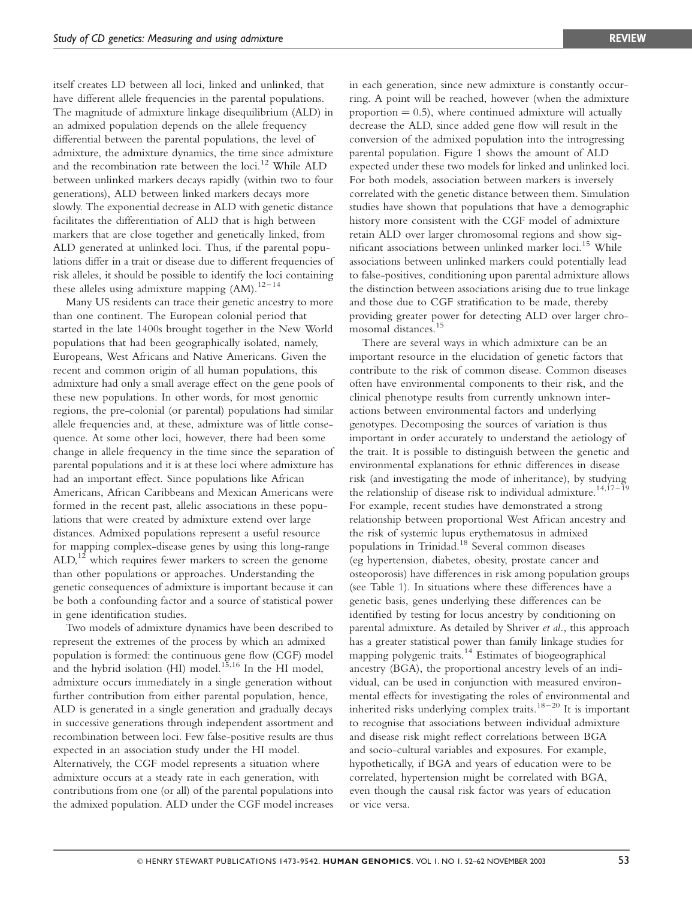itself creates LD between all loci, linked and unlinked, that have different allele frequencies in the parental populations. The magnitude of admixture linkage disequilibrium (ALD) in an admixed population depends on the allele frequency differential between the parental populations, the level of admixture, the admixture dynamics, the time since admixture and the recombination rate between the loci.[12] While ALD between unlinked markers decays rapidly (within two to four generations), ALD between linked markers decays more slowly. The exponential decrease in ALD with genetic distance facilitates the differentiation of ALD that is high between markers that are close together and genetically linked, from ALD generated at unlinked loci. Thus, if the parental populations differ in a trait or disease due to different frequencies of risk alleles, it should be possible to identify the loci containing these alleles using admixture mapping (AM).[12–14]

Many US residents can trace their genetic ancestry to more than one continent. The European colonial period that started in the late 1400s brought together in the New World populations that had been geographically isolated, namely, Europeans, West Africans and Native Americans. Given the recent and common origin of all human populations, this admixture had only a small average effect on the gene pools of these new populations. In other words, for most genomic regions, the pre-colonial (or parental) populations had similar allele frequencies and, at these, admixture was of little consequence. At some other loci, however, there had been some change in allele frequency in the time since the separation of parental populations and it is at these loci where admixture has had an important effect. Since populations like African Americans, African Caribbeans and Mexican Americans were formed in the recent past, allelic associations in these populations that were created by admixture extend over large distances. Admixed populations represent a useful resource for mapping complex-disease genes by using this long-range ALD,[12] which requires fewer markers to screen the genome than other populations or approaches. Understanding the genetic consequences of admixture is important because it can be both a confounding factor and a source of statistical power in gene identification studies.

Two models of admixture dynamics have been described to represent the extremes of the process by which an admixed population is formed: the continuous gene flow (CGF) model and the hybrid isolation (HI) model.[15,16] In the HI model, admixture occurs immediately in a single generation without further contribution from either parental population, hence, ALD is generated in a single generation and gradually decays in successive generations through independent assortment and recombination between loci. Few false-positive results are thus expected in an association study under the HI model. Alternatively, the CGF model represents a situation where admixture occurs at a steady rate in each generation, with contributions from one (or all) of the parental populations into the admixed population. ALD under the CGF model increases in each generation, since new admixture is constantly occurring. A point will be reached, however (when the admixture proportion = 0.5), where continued admixture will actually decrease the ALD, since added gene flow will result in the conversion of the admixed population into the introgressing parental population. Figure 1 shows the amount of ALD expected under these two models for linked and unlinked loci. For both models, association between markers is inversely correlated with the genetic distance between them. Simulation studies have shown that populations that have a demographic history more consistent with the CGF model of admixture retain ALD over larger chromosomal regions and show significant associations between unlinked marker loci.[15] While associations between unlinked markers could potentially lead to false-positives, conditioning upon parental admixture allows the distinction between associations arising due to true linkage and those due to CGF stratification to be made, thereby providing greater power for detecting ALD over larger chromosomal distances.[15]

There are several ways in which admixture can be an important resource in the elucidation of genetic factors that contribute to the risk of common disease. Common diseases often have environmental components to their risk, and the clinical phenotype results from currently unknown interactions between environmental factors and underlying genotypes. Decomposing the sources of variation is thus important in order accurately to understand the aetiology of the trait. It is possible to distinguish between the genetic and environmental explanations for ethnic differences in disease risk (and investigating the mode of inheritance), by studying the relationship of disease risk to individual admixture.[14,17–19] For example, recent studies have demonstrated a strong relationship between proportional West African ancestry and the risk of systemic lupus erythematosus in admixed populations in Trinidad.[18] Several common diseases (eg hypertension, diabetes, obesity, prostate cancer and osteoporosis) have differences in risk among population groups (see Table 1). In situations where these differences have a genetic basis, genes underlying these differences can be identified by testing for locus ancestry by conditioning on parental admixture. As detailed by Shriver *et al*., this approach has a greater statistical power than family linkage studies for mapping polygenic traits.[14] Estimates of biogeographical ancestry (BGA), the proportional ancestry levels of an individual, can be used in conjunction with measured environmental effects for investigating the roles of environmental and inherited risks underlying complex traits.[18–20] It is important to recognise that associations between individual admixture and disease risk might reflect correlations between BGA and socio-cultural variables and exposures. For example, hypothetically, if BGA and years of education were to be correlated, hypertension might be correlated with BGA, even though the causal risk factor was years of education or vice versa.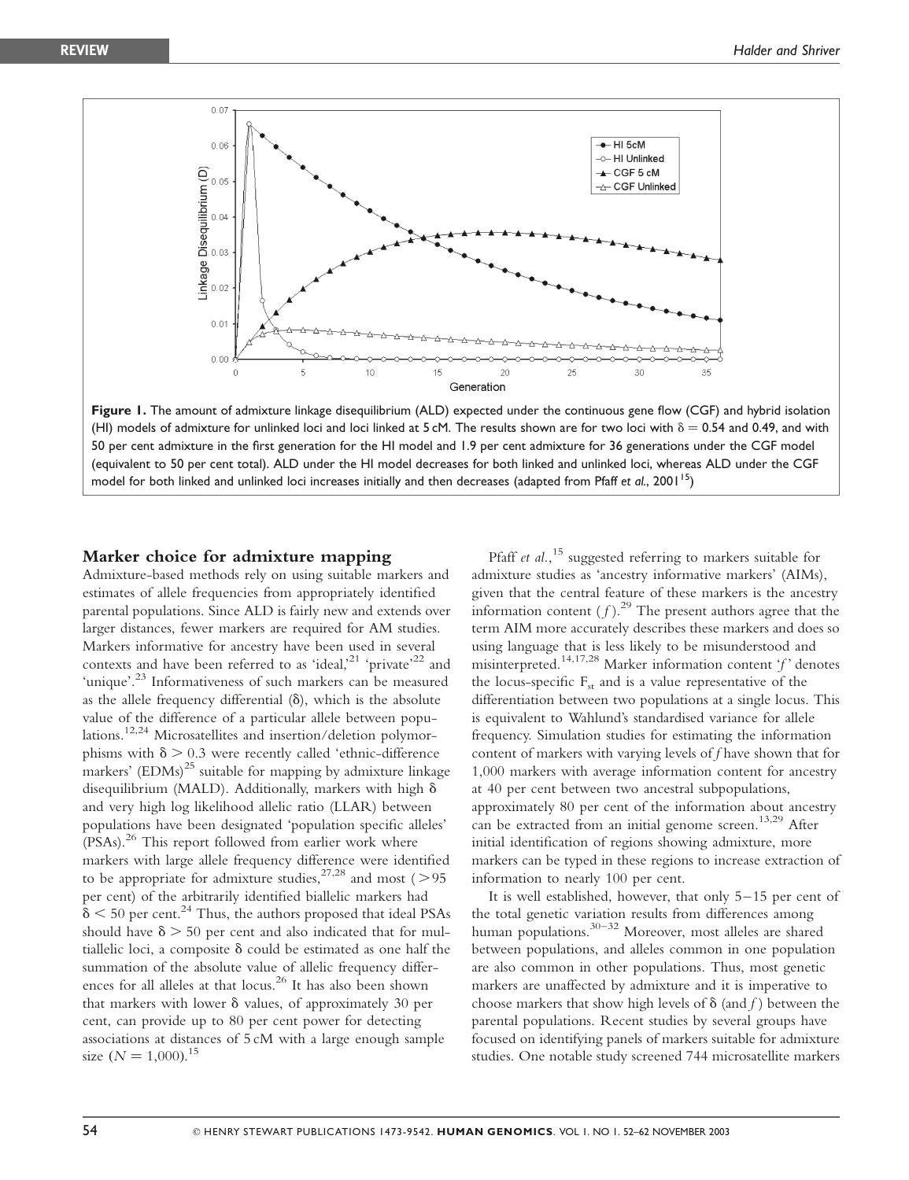**Figure 1.** The amount of admixture linkage disequilibrium (ALD) expected under the continuous gene flow (CGF) and hybrid isolation (HI) models of admixture for unlinked loci and loci linked at 5 cM. The results shown are for two loci with $\delta = 0.54$ and 0.49, and with 50 per cent admixture in the first generation for the HI model and 1.9 per cent admixture for 36 generations under the CGF model (equivalent to 50 per cent total). ALD under the HI model decreases for both linked and unlinked loci, whereas ALD under the CGF model for both linked and unlinked loci increases initially and then decreases (adapted from Pfaff *et al.*, 2001[15])

## Marker choice for admixture mapping

Admixture-based methods rely on using suitable markers and estimates of allele frequencies from appropriately identified parental populations. Since ALD is fairly new and extends over larger distances, fewer markers are required for AM studies. Markers informative for ancestry have been used in several contexts and have been referred to as 'ideal,'[21] 'private'[22] and 'unique'.[23] Informativeness of such markers can be measured as the allele frequency differential ($\delta$), which is the absolute value of the difference of a particular allele between populations.[12,24] Microsatellites and insertion/deletion polymorphisms with $\delta > 0.3$ were recently called 'ethnic-difference markers' (EDMs)[25] suitable for mapping by admixture linkage disequilibrium (MALD). Additionally, markers with high $\delta$ and very high log likelihood allelic ratio (LLAR) between populations have been designated 'population specific alleles' (PSAs).[26] This report followed from earlier work where markers with large allele frequency difference were identified to be appropriate for admixture studies,[27,28] and most (>95 per cent) of the arbitrarily identified biallelic markers had $\delta < 50$ per cent.[24] Thus, the authors proposed that ideal PSAs should have $\delta > 50$ per cent and also indicated that for multiallelic loci, a composite $\delta$ could be estimated as one half the summation of the absolute value of allelic frequency differences for all alleles at that locus.[26] It has also been shown that markers with lower $\delta$ values, of approximately 30 per cent, can provide up to 80 per cent power for detecting associations at distances of 5 cM with a large enough sample size ($N = 1{,}000$).[15]

Pfaff *et al.*,[15] suggested referring to markers suitable for admixture studies as 'ancestry informative markers' (AIMs), given that the central feature of these markers is the ancestry information content ($f$).[29] The present authors agree that the term AIM more accurately describes these markers and does so using language that is less likely to be misunderstood and misinterpreted.[14,17,28] Marker information content '$f$' denotes the locus-specific $F_{st}$ and is a value representative of the differentiation between two populations at a single locus. This is equivalent to Wahlund's standardised variance for allele frequency. Simulation studies for estimating the information content of markers with varying levels of $f$ have shown that for 1,000 markers with average information content for ancestry at 40 per cent between two ancestral subpopulations, approximately 80 per cent of the information about ancestry can be extracted from an initial genome screen.[13,29] After initial identification of regions showing admixture, more markers can be typed in these regions to increase extraction of information to nearly 100 per cent.

It is well established, however, that only 5–15 per cent of the total genetic variation results from differences among human populations.[30–32] Moreover, most alleles are shared between populations, and alleles common in one population are also common in other populations. Thus, most genetic markers are unaffected by admixture and it is imperative to choose markers that show high levels of $\delta$ (and $f$) between the parental populations. Recent studies by several groups have focused on identifying panels of markers suitable for admixture studies. One notable study screened 744 microsatellite markers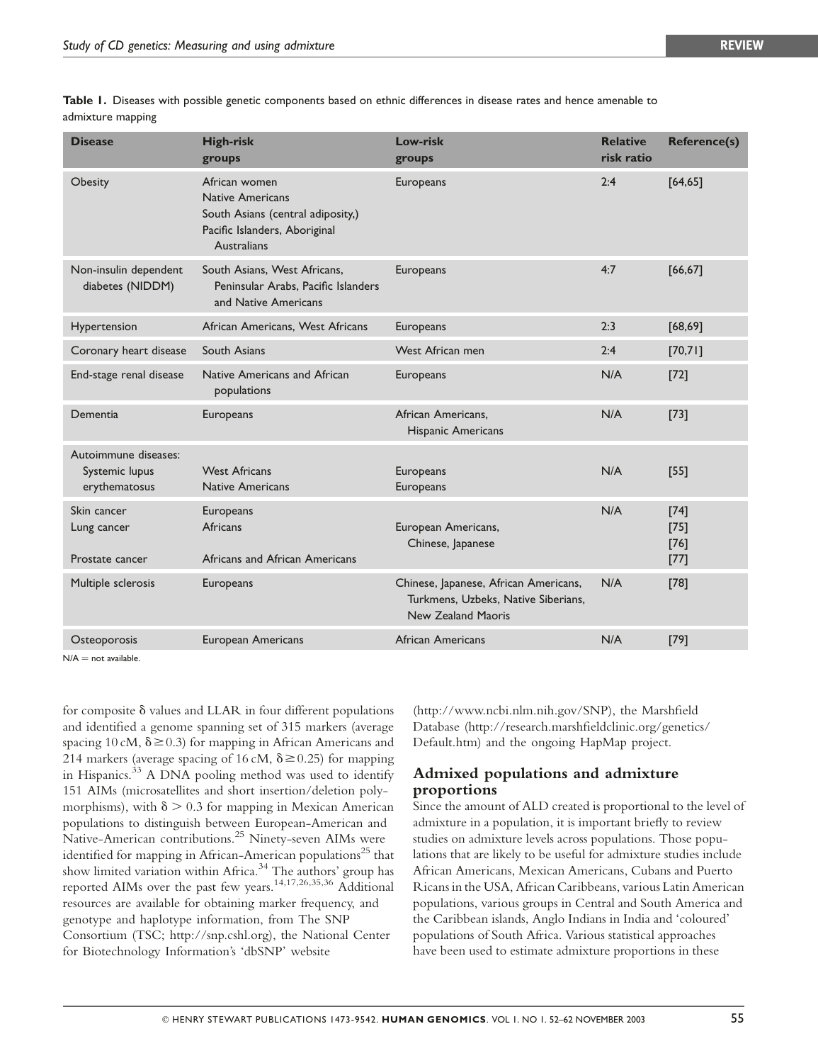**Table 1.** Diseases with possible genetic components based on ethnic differences in disease rates and hence amenable to admixture mapping

| Disease | High-risk groups | Low-risk groups | Relative risk ratio | Reference(s) |
|---|---|---|---|---|
| Obesity | African women<br>Native Americans<br>South Asians (central adiposity,)<br>Pacific Islanders, Aboriginal Australians | Europeans | 2:4 | [64,65] |
| Non-insulin dependent diabetes (NIDDM) | South Asians, West Africans, Peninsular Arabs, Pacific Islanders and Native Americans | Europeans | 4:7 | [66,67] |
| Hypertension | African Americans, West Africans | Europeans | 2:3 | [68,69] |
| Coronary heart disease | South Asians | West African men | 2:4 | [70,71] |
| End-stage renal disease | Native Americans and African populations | Europeans | N/A | [72] |
| Dementia | Europeans | African Americans, Hispanic Americans | N/A | [73] |
| Autoimmune diseases:<br>Systemic lupus erythematosus | West Africans<br>Native Americans | Europeans<br>Europeans | N/A | [55] |
| Skin cancer<br>Lung cancer<br><br>Prostate cancer | Europeans<br>Africans<br><br>Africans and African Americans | <br>European Americans, Chinese, Japanese | N/A | [74]<br>[75]<br>[76]<br>[77] |
| Multiple sclerosis | Europeans | Chinese, Japanese, African Americans, Turkmens, Uzbeks, Native Siberians, New Zealand Maoris | N/A | [78] |
| Osteoporosis | European Americans | African Americans | N/A | [79] |

N/A = not available.

for composite δ values and LLAR in four different populations and identified a genome spanning set of 315 markers (average spacing 10 cM, $\delta \geq 0.3$) for mapping in African Americans and 214 markers (average spacing of 16 cM, $\delta \geq 0.25$) for mapping in Hispanics.[33] A DNA pooling method was used to identify 151 AIMs (microsatellites and short insertion/deletion polymorphisms), with $\delta > 0.3$ for mapping in Mexican American populations to distinguish between European-American and Native-American contributions.[25] Ninety-seven AIMs were identified for mapping in African-American populations[25] that show limited variation within Africa.[34] The authors' group has reported AIMs over the past few years.[14,17,26,35,36] Additional resources are available for obtaining marker frequency, and genotype and haplotype information, from The SNP Consortium (TSC; http://snp.cshl.org), the National Center for Biotechnology Information's 'dbSNP' website (http://www.ncbi.nlm.nih.gov/SNP), the Marshfield Database (http://research.marshfieldclinic.org/genetics/Default.htm) and the ongoing HapMap project.

## Admixed populations and admixture proportions

Since the amount of ALD created is proportional to the level of admixture in a population, it is important briefly to review studies on admixture levels across populations. Those populations that are likely to be useful for admixture studies include African Americans, Mexican Americans, Cubans and Puerto Ricans in the USA, African Caribbeans, various Latin American populations, various groups in Central and South America and the Caribbean islands, Anglo Indians in India and 'coloured' populations of South Africa. Various statistical approaches have been used to estimate admixture proportions in these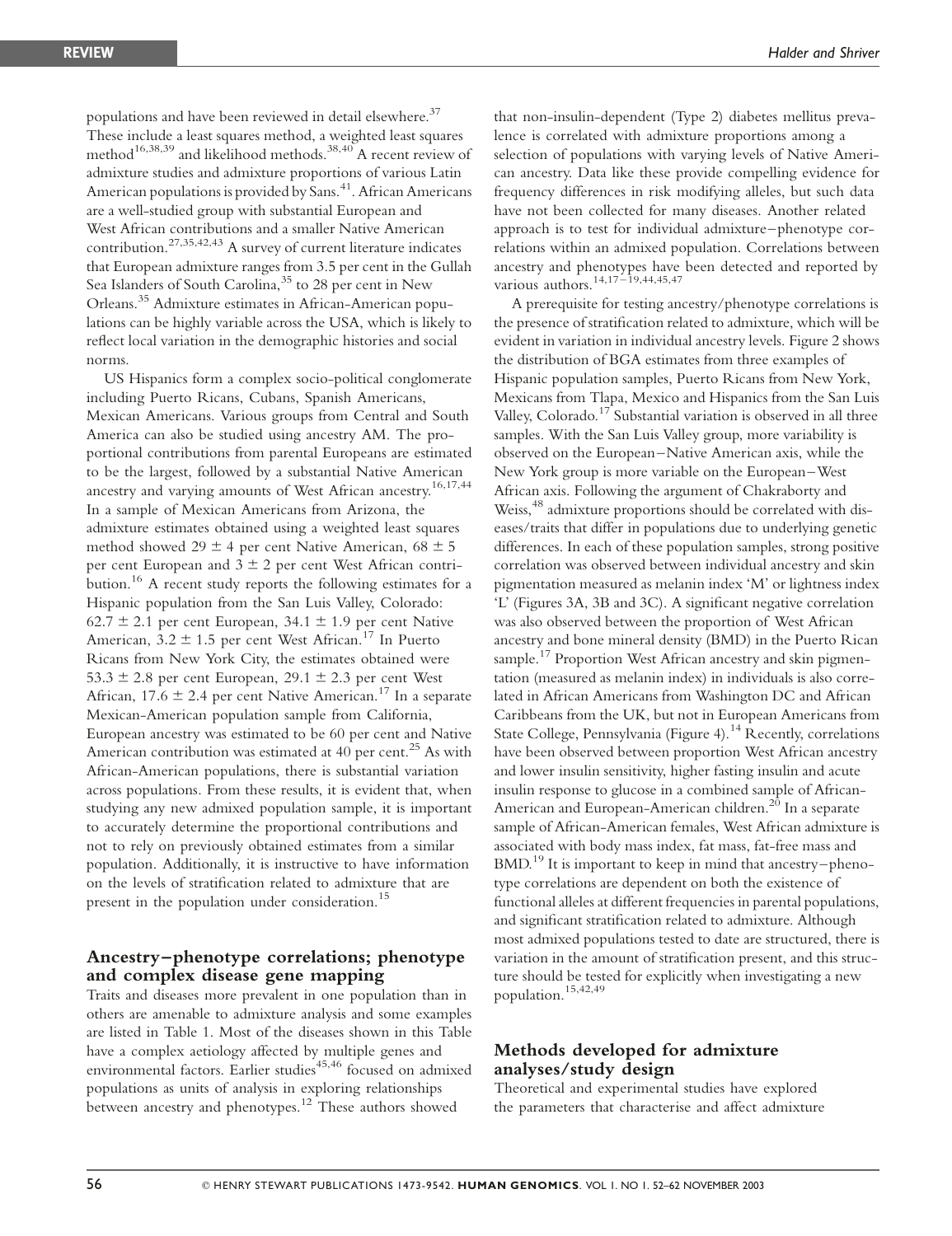populations and have been reviewed in detail elsewhere.[37] These include a least squares method, a weighted least squares method[16,38,39] and likelihood methods.[38,40] A recent review of admixture studies and admixture proportions of various Latin American populations is provided by Sans.[41]. African Americans are a well-studied group with substantial European and West African contributions and a smaller Native American contribution.[27,35,42,43] A survey of current literature indicates that European admixture ranges from 3.5 per cent in the Gullah Sea Islanders of South Carolina,[35] to 28 per cent in New Orleans.[35] Admixture estimates in African-American populations can be highly variable across the USA, which is likely to reflect local variation in the demographic histories and social norms.

US Hispanics form a complex socio-political conglomerate including Puerto Ricans, Cubans, Spanish Americans, Mexican Americans. Various groups from Central and South America can also be studied using ancestry AM. The proportional contributions from parental Europeans are estimated to be the largest, followed by a substantial Native American ancestry and varying amounts of West African ancestry.[16,17,44] In a sample of Mexican Americans from Arizona, the admixture estimates obtained using a weighted least squares method showed 29 ± 4 per cent Native American, 68 ± 5 per cent European and 3 ± 2 per cent West African contribution.[16] A recent study reports the following estimates for a Hispanic population from the San Luis Valley, Colorado: 62.7 ± 2.1 per cent European, 34.1 ± 1.9 per cent Native American, 3.2 ± 1.5 per cent West African.[17] In Puerto Ricans from New York City, the estimates obtained were 53.3 ± 2.8 per cent European, 29.1 ± 2.3 per cent West African, 17.6 ± 2.4 per cent Native American.[17] In a separate Mexican-American population sample from California, European ancestry was estimated to be 60 per cent and Native American contribution was estimated at 40 per cent.[25] As with African-American populations, there is substantial variation across populations. From these results, it is evident that, when studying any new admixed population sample, it is important to accurately determine the proportional contributions and not to rely on previously obtained estimates from a similar population. Additionally, it is instructive to have information on the levels of stratification related to admixture that are present in the population under consideration.[15]

## Ancestry–phenotype correlations; phenotype and complex disease gene mapping

Traits and diseases more prevalent in one population than in others are amenable to admixture analysis and some examples are listed in Table 1. Most of the diseases shown in this Table have a complex aetiology affected by multiple genes and environmental factors. Earlier studies[45,46] focused on admixed populations as units of analysis in exploring relationships between ancestry and phenotypes.[12] These authors showed that non-insulin-dependent (Type 2) diabetes mellitus prevalence is correlated with admixture proportions among a selection of populations with varying levels of Native American ancestry. Data like these provide compelling evidence for frequency differences in risk modifying alleles, but such data have not been collected for many diseases. Another related approach is to test for individual admixture–phenotype correlations within an admixed population. Correlations between ancestry and phenotypes have been detected and reported by various authors.[14,17–19,44,45,47]

A prerequisite for testing ancestry/phenotype correlations is the presence of stratification related to admixture, which will be evident in variation in individual ancestry levels. Figure 2 shows the distribution of BGA estimates from three examples of Hispanic population samples, Puerto Ricans from New York, Mexicans from Tlapa, Mexico and Hispanics from the San Luis Valley, Colorado.[17] Substantial variation is observed in all three samples. With the San Luis Valley group, more variability is observed on the European–Native American axis, while the New York group is more variable on the European–West African axis. Following the argument of Chakraborty and Weiss,[48] admixture proportions should be correlated with diseases/traits that differ in populations due to underlying genetic differences. In each of these population samples, strong positive correlation was observed between individual ancestry and skin pigmentation measured as melanin index 'M' or lightness index 'L' (Figures 3A, 3B and 3C). A significant negative correlation was also observed between the proportion of West African ancestry and bone mineral density (BMD) in the Puerto Rican sample.[17] Proportion West African ancestry and skin pigmentation (measured as melanin index) in individuals is also correlated in African Americans from Washington DC and African Caribbeans from the UK, but not in European Americans from State College, Pennsylvania (Figure 4).[14] Recently, correlations have been observed between proportion West African ancestry and lower insulin sensitivity, higher fasting insulin and acute insulin response to glucose in a combined sample of African-American and European-American children.[20] In a separate sample of African-American females, West African admixture is associated with body mass index, fat mass, fat-free mass and BMD.[19] It is important to keep in mind that ancestry–phenotype correlations are dependent on both the existence of functional alleles at different frequencies in parental populations, and significant stratification related to admixture. Although most admixed populations tested to date are structured, there is variation in the amount of stratification present, and this structure should be tested for explicitly when investigating a new population.[15,42,49]

## Methods developed for admixture analyses/study design

Theoretical and experimental studies have explored the parameters that characterise and affect admixture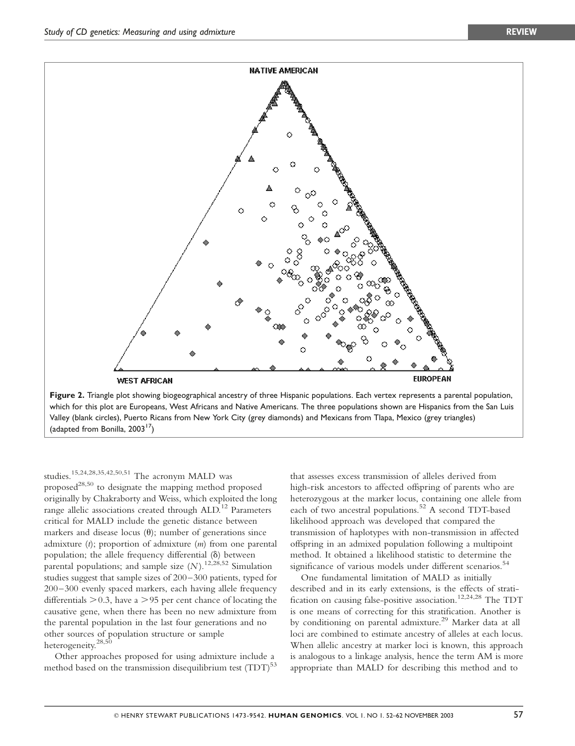NATIVE AMERICAN

WEST AFRICAN

EUROPEAN

**Figure 2.** Triangle plot showing biogeographical ancestry of three Hispanic populations. Each vertex represents a parental population, which for this plot are Europeans, West Africans and Native Americans. The three populations shown are Hispanics from the San Luis Valley (blank circles), Puerto Ricans from New York City (grey diamonds) and Mexicans from Tlapa, Mexico (grey triangles) (adapted from Bonilla, 2003[17])

studies.[15,24,28,35,42,50,51] The acronym MALD was proposed[28,50] to designate the mapping method proposed originally by Chakraborty and Weiss, which exploited the long range allelic associations created through ALD.[12] Parameters critical for MALD include the genetic distance between markers and disease locus ($\theta$); number of generations since admixture ($t$); proportion of admixture ($m$) from one parental population; the allele frequency differential ($\delta$) between parental populations; and sample size ($N$).[12,28,52] Simulation studies suggest that sample sizes of 200–300 patients, typed for 200–300 evenly spaced markers, each having allele frequency differentials $>0.3$, have a $>95$ per cent chance of locating the causative gene, when there has been no new admixture from the parental population in the last four generations and no other sources of population structure or sample heterogeneity.[28,50]

Other approaches proposed for using admixture include a method based on the transmission disequilibrium test (TDT)[53] that assesses excess transmission of alleles derived from high-risk ancestors to affected offspring of parents who are heterozygous at the marker locus, containing one allele from each of two ancestral populations.[52] A second TDT-based likelihood approach was developed that compared the transmission of haplotypes with non-transmission in affected offspring in an admixed population following a multipoint method. It obtained a likelihood statistic to determine the significance of various models under different scenarios.[54]

One fundamental limitation of MALD as initially described and in its early extensions, is the effects of stratification on causing false-positive association.[12,24,28] The TDT is one means of correcting for this stratification. Another is by conditioning on parental admixture.[29] Marker data at all loci are combined to estimate ancestry of alleles at each locus. When allelic ancestry at marker loci is known, this approach is analogous to a linkage analysis, hence the term AM is more appropriate than MALD for describing this method and to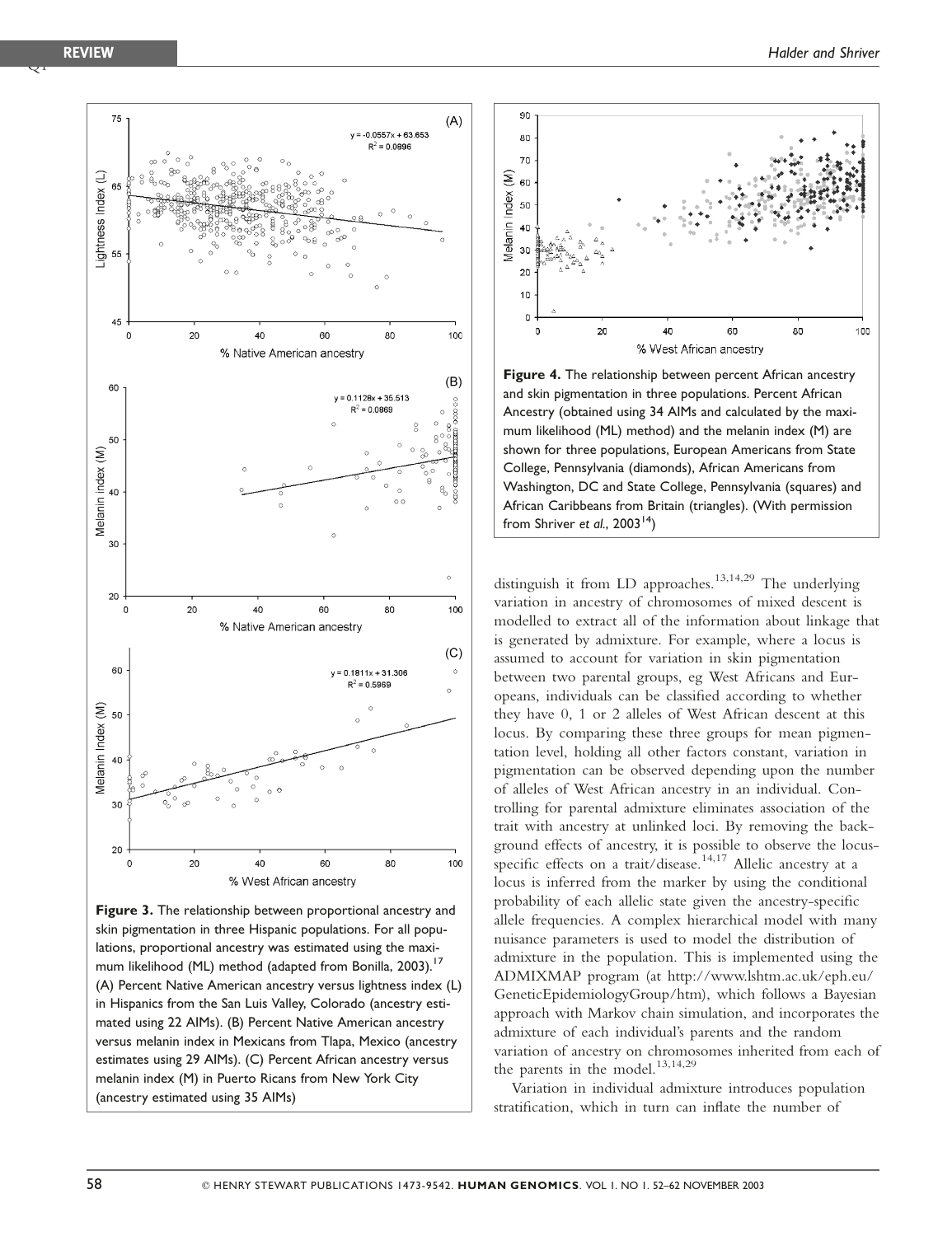Figure 3. The relationship between proportional ancestry and skin pigmentation in three Hispanic populations. For all populations, proportional ancestry was estimated using the maximum likelihood (ML) method (adapted from Bonilla, 2003).[17] (A) Percent Native American ancestry versus lightness index (L) in Hispanics from the San Luis Valley, Colorado (ancestry estimated using 22 AIMs). (B) Percent Native American ancestry versus melanin index in Mexicans from Tlapa, Mexico (ancestry estimates using 29 AIMs). (C) Percent African ancestry versus melanin index (M) in Puerto Ricans from New York City (ancestry estimated using 35 AIMs)

Figure 4. The relationship between percent African ancestry and skin pigmentation in three populations. Percent African Ancestry (obtained using 34 AIMs and calculated by the maximum likelihood (ML) method) and the melanin index (M) are shown for three populations, European Americans from State College, Pennsylvania (diamonds), African Americans from Washington, DC and State College, Pennsylvania (squares) and African Caribbeans from Britain (triangles). (With permission from Shriver *et al.*, 2003[14])

distinguish it from LD approaches.[13,14,29] The underlying variation in ancestry of chromosomes of mixed descent is modelled to extract all of the information about linkage that is generated by admixture. For example, where a locus is assumed to account for variation in skin pigmentation between two parental groups, eg West Africans and Europeans, individuals can be classified according to whether they have 0, 1 or 2 alleles of West African descent at this locus. By comparing these three groups for mean pigmentation level, holding all other factors constant, variation in pigmentation can be observed depending upon the number of alleles of West African ancestry in an individual. Controlling for parental admixture eliminates association of the trait with ancestry at unlinked loci. By removing the background effects of ancestry, it is possible to observe the locus-specific effects on a trait/disease.[14,17] Allelic ancestry at a locus is inferred from the marker by using the conditional probability of each allelic state given the ancestry-specific allele frequencies. A complex hierarchical model with many nuisance parameters is used to model the distribution of admixture in the population. This is implemented using the ADMIXMAP program (at http://www.lshtm.ac.uk/eph.eu/GeneticEpidemiologyGroup/htm), which follows a Bayesian approach with Markov chain simulation, and incorporates the admixture of each individual's parents and the random variation of ancestry on chromosomes inherited from each of the parents in the model.[13,14,29]

Variation in individual admixture introduces population stratification, which in turn can inflate the number of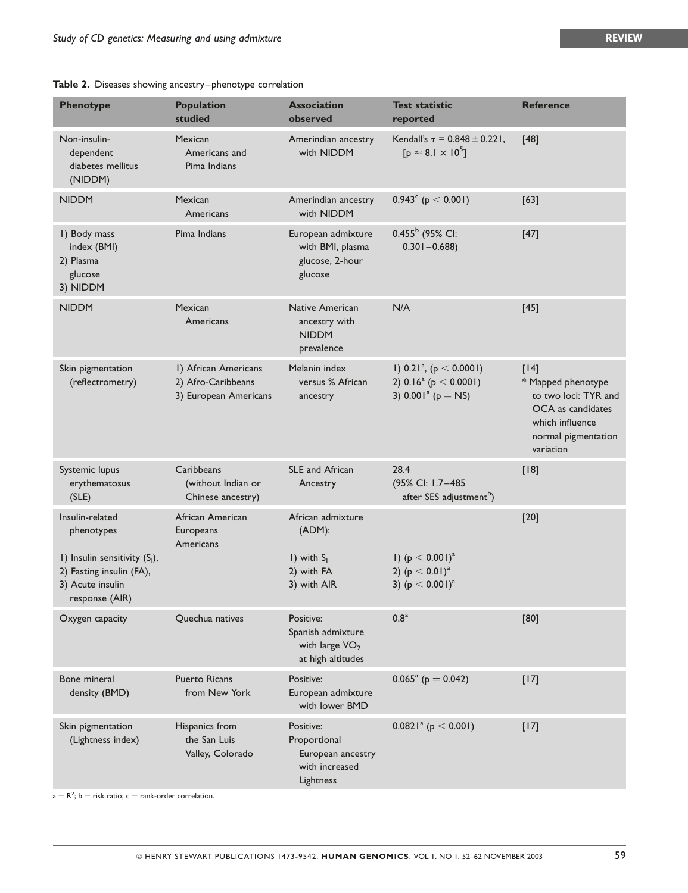**Table 2.** Diseases showing ancestry–phenotype correlation

| Phenotype | Population studied | Association observed | Test statistic reported | Reference |
|---|---|---|---|---|
| Non-insulin-dependent diabetes mellitus (NIDDM) | Mexican Americans and Pima Indians | Amerindian ancestry with NIDDM | Kendall's $\tau = 0.848 \pm 0.221$, $[p \approx 8.1 \times 10^5]$ | [48] |
| NIDDM | Mexican Americans | Amerindian ancestry with NIDDM | $0.943^c$ ($p < 0.001$) | [63] |
| 1) Body mass index (BMI) 2) Plasma glucose 3) NIDDM | Pima Indians | European admixture with BMI, plasma glucose, 2-hour glucose | $0.455^b$ (95% CI: 0.301–0.688) | [47] |
| NIDDM | Mexican Americans | Native American ancestry with NIDDM prevalence | N/A | [45] |
| Skin pigmentation (reflectrometry) | 1) African Americans 2) Afro-Caribbeans 3) European Americans | Melanin index versus % African ancestry | 1) $0.21^a$, ($p < 0.0001$) 2) $0.16^a$ ($p < 0.0001$) 3) $0.001^a$ ($p =$ NS) | [14] * Mapped phenotype to two loci: TYR and OCA as candidates which influence normal pigmentation variation |
| Systemic lupus erythematosus (SLE) | Caribbeans (without Indian or Chinese ancestry) | SLE and African Ancestry | 28.4 (95% CI: 1.7–485 after SES adjustment[b]) | [18] |
| Insulin-related phenotypes 1) Insulin sensitivity ($S_I$), 2) Fasting insulin (FA), 3) Acute insulin response (AIR) | African American Europeans Americans | African admixture (ADM): 1) with $S_I$ 2) with FA 3) with AIR | 1) $(p < 0.001)^a$ 2) $(p < 0.01)^a$ 3) $(p < 0.001)^a$ | [20] |
| Oxygen capacity | Quechua natives | Positive: Spanish admixture with large $VO_2$ at high altitudes | $0.8^a$ | [80] |
| Bone mineral density (BMD) | Puerto Ricans from New York | Positive: European admixture with lower BMD | $0.065^a$ ($p = 0.042$) | [17] |
| Skin pigmentation (Lightness index) | Hispanics from the San Luis Valley, Colorado | Positive: Proportional European ancestry with increased Lightness | $0.0821^a$ ($p < 0.001$) | [17] |

a = $R^2$; b = risk ratio; c = rank-order correlation.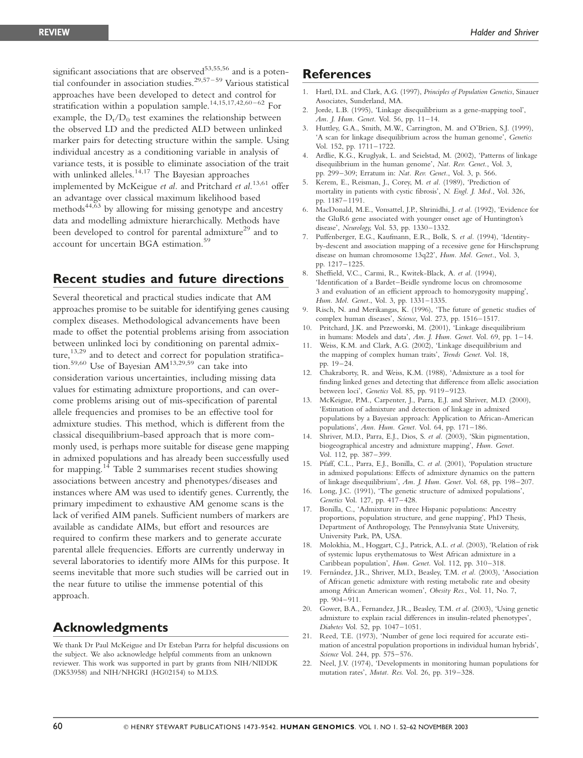significant associations that are observed[53,55,56] and is a potential confounder in association studies.[29,57–59] Various statistical approaches have been developed to detect and control for stratification within a population sample.[14,15,17,42,60–62] For example, the $D_t/D_0$ test examines the relationship between the observed LD and the predicted ALD between unlinked marker pairs for detecting structure within the sample. Using individual ancestry as a conditioning variable in analysis of variance tests, it is possible to eliminate association of the trait with unlinked alleles.[14,17] The Bayesian approaches implemented by McKeigue *et al*. and Pritchard *et al.*[13,61] offer an advantage over classical maximum likelihood based methods[44,63] by allowing for missing genotype and ancestry data and modelling admixture hierarchically. Methods have been developed to control for parental admixture[29] and to account for uncertain BGA estimation.[59]

## Recent studies and future directions

Several theoretical and practical studies indicate that AM approaches promise to be suitable for identifying genes causing complex diseases. Methodological advancements have been made to offset the potential problems arising from association between unlinked loci by conditioning on parental admixture,[13,29] and to detect and correct for population stratification.[59,60] Use of Bayesian AM[13,29,59] can take into consideration various uncertainties, including missing data values for estimating admixture proportions, and can overcome problems arising out of mis-specification of parental allele frequencies and promises to be an effective tool for admixture studies. This method, which is different from the classical disequilibrium-based approach that is more commonly used, is perhaps more suitable for disease gene mapping in admixed populations and has already been successfully used for mapping.[14] Table 2 summarises recent studies showing associations between ancestry and phenotypes/diseases and instances where AM was used to identify genes. Currently, the primary impediment to exhaustive AM genome scans is the lack of verified AIM panels. Sufficient numbers of markers are available as candidate AIMs, but effort and resources are required to confirm these markers and to generate accurate parental allele frequencies. Efforts are currently underway in several laboratories to identify more AIMs for this purpose. It seems inevitable that more such studies will be carried out in the near future to utilise the immense potential of this approach.

## Acknowledgments

We thank Dr Paul McKeigue and Dr Esteban Parra for helpful discussions on the subject. We also acknowledge helpful comments from an unknown reviewer. This work was supported in part by grants from NIH/NIDDK (DK53958) and NIH/NHGRI (HG02154) to M.D.S.

## References

1. Hartl, D.L. and Clark, A.G. (1997), *Principles of Population Genetics*, Sinauer Associates, Sunderland, MA.
2. Jorde, L.B. (1995), 'Linkage disequilibrium as a gene-mapping tool', *Am. J. Hum. Genet*. Vol. 56, pp. 11–14.
3. Huttley, G.A., Smith, M.W., Carrington, M. and O'Brien, S.J. (1999), 'A scan for linkage disequilibrium across the human genome', *Genetics* Vol. 152, pp. 1711–1722.
4. Ardlie, K.G., Kruglyak, L. and Seielstad, M. (2002), 'Patterns of linkage disequilibrium in the human genome', *Nat. Rev. Genet*., Vol. 3, pp. 299–309; Erratum in: *Nat. Rev. Genet*., Vol. 3, p. 566.
5. Kerem, E., Reisman, J., Corey, M. *et al*. (1989), 'Prediction of mortality in patients with cystic fibrosis', *N. Engl. J. Med*., Vol. 326, pp. 1187–1191.
6. MacDonald, M.E., Vonsattel, J.P., Shrinidhi, J. *et al*. (1992), 'Evidence for the GluR6 gene associated with younger onset age of Huntington's disease', *Neurology*, Vol. 53, pp. 1330–1332.
7. Puffenberger, E.G., Kaufmann, E.R., Bolk, S. *et al*. (1994), 'Identity-by-descent and association mapping of a recessive gene for Hirschsprung disease on human chromosome 13q22', *Hum. Mol. Genet*., Vol. 3, pp. 1217–1225.
8. Sheffield, V.C., Carmi, R., Kwitek-Black, A. *et al*. (1994), 'Identification of a Bardet–Beidle syndrome locus on chromosome 3 and evaluation of an efficient approach to homozygosity mapping', *Hum. Mol. Genet*., Vol. 3, pp. 1331–1335.
9. Risch, N. and Merikangas, K. (1996), 'The future of genetic studies of complex human diseases', *Science*, Vol. 273, pp. 1516–1517.
10. Pritchard, J.K. and Przeworski, M. (2001), 'Linkage disequilibrium in humans: Models and data', *Am. J. Hum. Genet*. Vol. 69, pp. 1–14.
11. Weiss, K.M. and Clark, A.G. (2002), 'Linkage disequilibrium and the mapping of complex human traits', *Trends Genet*. Vol. 18, pp. 19–24.
12. Chakraborty, R. and Weiss, K.M. (1988), 'Admixture as a tool for finding linked genes and detecting that difference from allelic association between loci', *Genetics* Vol. 85, pp. 9119–9123.
13. McKeigue, P.M., Carpenter, J., Parra, E.J. and Shriver, M.D. (2000), 'Estimation of admixture and detection of linkage in admixed populations by a Bayesian approach: Application to African-American populations', *Ann. Hum. Genet*. Vol. 64, pp. 171–186.
14. Shriver, M.D., Parra, E.J., Dios, S. *et al*. (2003), 'Skin pigmentation, biogeographical ancestry and admixture mapping', *Hum. Genet*. Vol. 112, pp. 387–399.
15. Pfaff, C.L., Parra, E.J., Bonilla, C. *et al*. (2001), 'Population structure in admixed populations: Effects of admixture dynamics on the pattern of linkage disequilibrium', *Am. J. Hum. Genet*. Vol. 68, pp. 198–207.
16. Long, J.C. (1991), 'The genetic structure of admixed populations', *Genetics* Vol. 127, pp. 417–428.
17. Bonilla, C., 'Admixture in three Hispanic populations: Ancestry proportions, population structure, and gene mapping', PhD Thesis, Department of Anthropology, The Pennsylvania State University, University Park, PA, USA.
18. Molokhia, M., Hoggart, C.J., Patrick, A.L. *et al*. (2003), 'Relation of risk of systemic lupus erythematosus to West African admixture in a Caribbean population', *Hum. Genet*. Vol. 112, pp. 310–318.
19. Fernández, J.R., Shriver, M.D., Beasley, T.M. *et al*. (2003), 'Association of African genetic admixture with resting metabolic rate and obesity among African American women', *Obesity Res*., Vol. 11, No. 7, pp. 904–911.
20. Gower, B.A., Fernandez, J.R., Beasley, T.M. *et al*. (2003), 'Using genetic admixture to explain racial differences in insulin-related phenotypes', *Diabetes* Vol. 52, pp. 1047–1051.
21. Reed, T.E. (1973), 'Number of gene loci required for accurate estimation of ancestral population proportions in individual human hybrids', *Science* Vol. 244, pp. 575–576.
22. Neel, J.V. (1974), 'Developments in monitoring human populations for mutation rates', *Mutat. Res*. Vol. 26, pp. 319–328.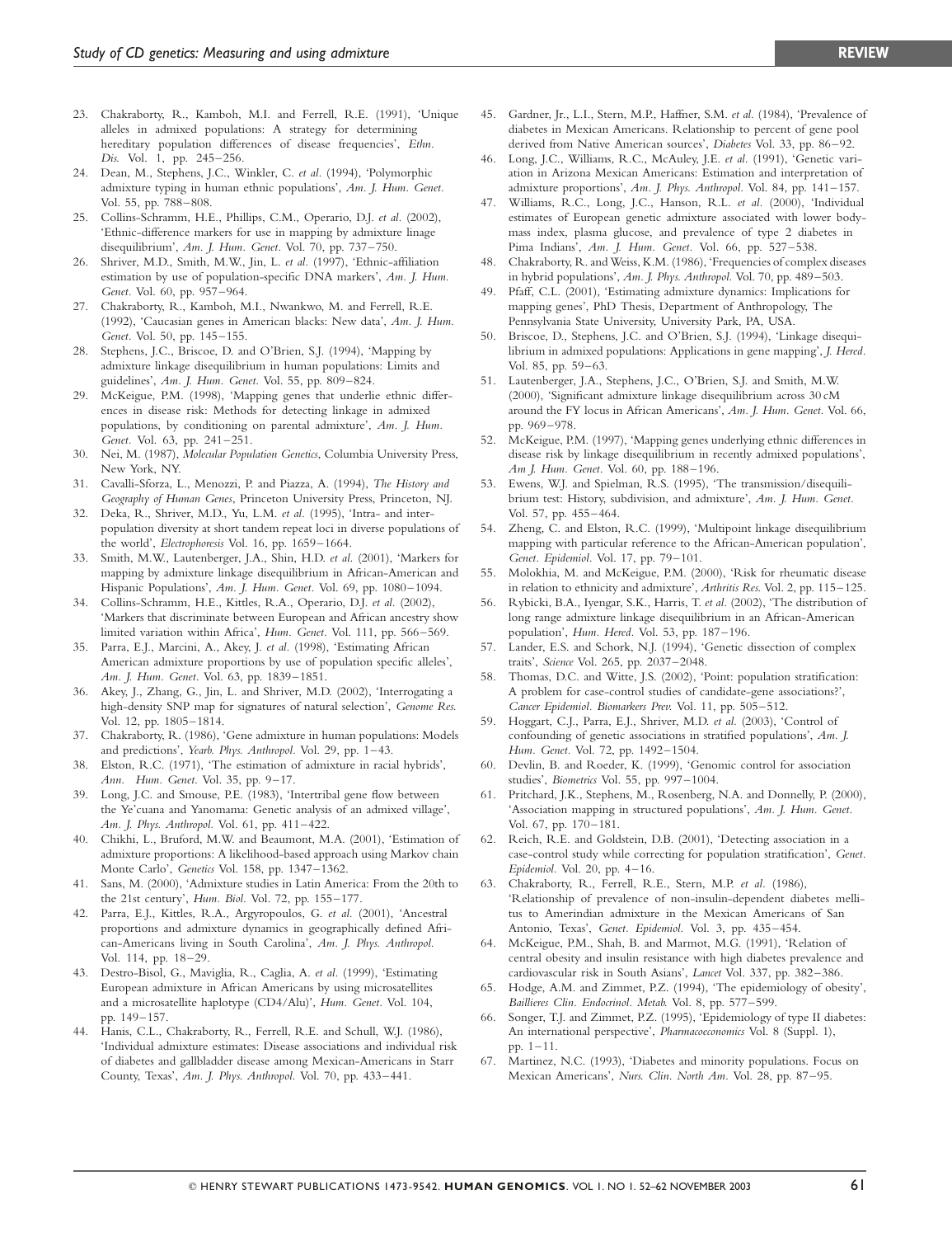23. Chakraborty, R., Kamboh, M.I. and Ferrell, R.E. (1991), 'Unique alleles in admixed populations: A strategy for determining hereditary population differences of disease frequencies', *Ethn. Dis.* Vol. 1, pp. 245–256.
24. Dean, M., Stephens, J.C., Winkler, C. *et al.* (1994), 'Polymorphic admixture typing in human ethnic populations', *Am. J. Hum. Genet.* Vol. 55, pp. 788–808.
25. Collins-Schramm, H.E., Phillips, C.M., Operario, D.J. *et al.* (2002), 'Ethnic-difference markers for use in mapping by admixture linage disequilibrium', *Am. J. Hum. Genet.* Vol. 70, pp. 737–750.
26. Shriver, M.D., Smith, M.W., Jin, L. *et al.* (1997), 'Ethnic-affiliation estimation by use of population-specific DNA markers', *Am. J. Hum. Genet.* Vol. 60, pp. 957–964.
27. Chakraborty, R., Kamboh, M.I., Nwankwo, M. and Ferrell, R.E. (1992), 'Caucasian genes in American blacks: New data', *Am. J. Hum. Genet.* Vol. 50, pp. 145–155.
28. Stephens, J.C., Briscoe, D. and O'Brien, S.J. (1994), 'Mapping by admixture linkage disequilibrium in human populations: Limits and guidelines', *Am. J. Hum. Genet.* Vol. 55, pp. 809–824.
29. McKeigue, P.M. (1998), 'Mapping genes that underlie ethnic differences in disease risk: Methods for detecting linkage in admixed populations, by conditioning on parental admixture', *Am. J. Hum. Genet.* Vol. 63, pp. 241–251.
30. Nei, M. (1987), *Molecular Population Genetics*, Columbia University Press, New York, NY.
31. Cavalli-Sforza, L., Menozzi, P. and Piazza, A. (1994), *The History and Geography of Human Genes*, Princeton University Press, Princeton, NJ.
32. Deka, R., Shriver, M.D., Yu, L.M. *et al.* (1995), 'Intra- and inter-population diversity at short tandem repeat loci in diverse populations of the world', *Electrophoresis* Vol. 16, pp. 1659–1664.
33. Smith, M.W., Lautenberger, J.A., Shin, H.D. *et al.* (2001), 'Markers for mapping by admixture linkage disequilibrium in African-American and Hispanic Populations', *Am. J. Hum. Genet.* Vol. 69, pp. 1080–1094.
34. Collins-Schramm, H.E., Kittles, R.A., Operario, D.J. *et al.* (2002), 'Markers that discriminate between European and African ancestry show limited variation within Africa', *Hum. Genet.* Vol. 111, pp. 566–569.
35. Parra, E.J., Marcini, A., Akey, J. *et al.* (1998), 'Estimating African American admixture proportions by use of population specific alleles', *Am. J. Hum. Genet.* Vol. 63, pp. 1839–1851.
36. Akey, J., Zhang, G., Jin, L. and Shriver, M.D. (2002), 'Interrogating a high-density SNP map for signatures of natural selection', *Genome Res.* Vol. 12, pp. 1805–1814.
37. Chakraborty, R. (1986), 'Gene admixture in human populations: Models and predictions', *Yearb. Phys. Anthropol.* Vol. 29, pp. 1–43.
38. Elston, R.C. (1971), 'The estimation of admixture in racial hybrids', *Ann. Hum. Genet.* Vol. 35, pp. 9–17.
39. Long, J.C. and Smouse, P.E. (1983), 'Intertribal gene flow between the Ye'cuana and Yanomama: Genetic analysis of an admixed village', *Am. J. Phys. Anthropol.* Vol. 61, pp. 411–422.
40. Chikhi, L., Bruford, M.W. and Beaumont, M.A. (2001), 'Estimation of admixture proportions: A likelihood-based approach using Markov chain Monte Carlo', *Genetics* Vol. 158, pp. 1347–1362.
41. Sans, M. (2000), 'Admixture studies in Latin America: From the 20th to the 21st century', *Hum. Biol.* Vol. 72, pp. 155–177.
42. Parra, E.J., Kittles, R.A., Argyropoulos, G. *et al.* (2001), 'Ancestral proportions and admixture dynamics in geographically defined African-Americans living in South Carolina', *Am. J. Phys. Anthropol.* Vol. 114, pp. 18–29.
43. Destro-Bisol, G., Maviglia, R., Caglia, A. *et al.* (1999), 'Estimating European admixture in African Americans by using microsatellites and a microsatellite haplotype (CD4/Alu)', *Hum. Genet.* Vol. 104, pp. 149–157.
44. Hanis, C.L., Chakraborty, R., Ferrell, R.E. and Schull, W.J. (1986), 'Individual admixture estimates: Disease associations and individual risk of diabetes and gallbladder disease among Mexican-Americans in Starr County, Texas', *Am. J. Phys. Anthropol.* Vol. 70, pp. 433–441.
45. Gardner, Jr., L.I., Stern, M.P., Haffner, S.M. *et al.* (1984), 'Prevalence of diabetes in Mexican Americans. Relationship to percent of gene pool derived from Native American sources', *Diabetes* Vol. 33, pp. 86–92.
46. Long, J.C., Williams, R.C., McAuley, J.E. *et al.* (1991), 'Genetic variation in Arizona Mexican Americans: Estimation and interpretation of admixture proportions', *Am. J. Phys. Anthropol.* Vol. 84, pp. 141–157.
47. Williams, R.C., Long, J.C., Hanson, R.L. *et al.* (2000), 'Individual estimates of European genetic admixture associated with lower body-mass index, plasma glucose, and prevalence of type 2 diabetes in Pima Indians', *Am. J. Hum. Genet.* Vol. 66, pp. 527–538.
48. Chakraborty, R. and Weiss, K.M. (1986), 'Frequencies of complex diseases in hybrid populations', *Am. J. Phys. Anthropol.* Vol. 70, pp. 489–503.
49. Pfaff, C.L. (2001), 'Estimating admixture dynamics: Implications for mapping genes', PhD Thesis, Department of Anthropology, The Pennsylvania State University, University Park, PA, USA.
50. Briscoe, D., Stephens, J.C. and O'Brien, S.J. (1994), 'Linkage disequilibrium in admixed populations: Applications in gene mapping', *J. Hered.* Vol. 85, pp. 59–63.
51. Lautenberger, J.A., Stephens, J.C., O'Brien, S.J. and Smith, M.W. (2000), 'Significant admixture linkage disequilibrium across 30 cM around the FY locus in African Americans', *Am. J. Hum. Genet.* Vol. 66, pp. 969–978.
52. McKeigue, P.M. (1997), 'Mapping genes underlying ethnic differences in disease risk by linkage disequilibrium in recently admixed populations', *Am J. Hum. Genet.* Vol. 60, pp. 188–196.
53. Ewens, W.J. and Spielman, R.S. (1995), 'The transmission/disequilibrium test: History, subdivision, and admixture', *Am. J. Hum. Genet.* Vol. 57, pp. 455–464.
54. Zheng, C. and Elston, R.C. (1999), 'Multipoint linkage disequilibrium mapping with particular reference to the African-American population', *Genet. Epidemiol.* Vol. 17, pp. 79–101.
55. Molokhia, M. and McKeigue, P.M. (2000), 'Risk for rheumatic disease in relation to ethnicity and admixture', *Arthritis Res.* Vol. 2, pp. 115–125.
56. Rybicki, B.A., Iyengar, S.K., Harris, T. *et al.* (2002), 'The distribution of long range admixture linkage disequilibrium in an African-American population', *Hum. Hered.* Vol. 53, pp. 187–196.
57. Lander, E.S. and Schork, N.J. (1994), 'Genetic dissection of complex traits', *Science* Vol. 265, pp. 2037–2048.
58. Thomas, D.C. and Witte, J.S. (2002), 'Point: population stratification: A problem for case-control studies of candidate-gene associations?', *Cancer Epidemiol. Biomarkers Prev.* Vol. 11, pp. 505–512.
59. Hoggart, C.J., Parra, E.J., Shriver, M.D. *et al.* (2003), 'Control of confounding of genetic associations in stratified populations', *Am. J. Hum. Genet.* Vol. 72, pp. 1492–1504.
60. Devlin, B. and Roeder, K. (1999), 'Genomic control for association studies', *Biometrics* Vol. 55, pp. 997–1004.
61. Pritchard, J.K., Stephens, M., Rosenberg, N.A. and Donnelly, P. (2000), 'Association mapping in structured populations', *Am. J. Hum. Genet.* Vol. 67, pp. 170–181.
62. Reich, R.E. and Goldstein, D.B. (2001), 'Detecting association in a case-control study while correcting for population stratification', *Genet. Epidemiol.* Vol. 20, pp. 4–16.
63. Chakraborty, R., Ferrell, R.E., Stern, M.P. *et al.* (1986), 'Relationship of prevalence of non-insulin-dependent diabetes mellitus to Amerindian admixture in the Mexican Americans of San Antonio, Texas', *Genet. Epidemiol.* Vol. 3, pp. 435–454.
64. McKeigue, P.M., Shah, B. and Marmot, M.G. (1991), 'Relation of central obesity and insulin resistance with high diabetes prevalence and cardiovascular risk in South Asians', *Lancet* Vol. 337, pp. 382–386.
65. Hodge, A.M. and Zimmet, P.Z. (1994), 'The epidemiology of obesity', *Baillieres Clin. Endocrinol. Metab.* Vol. 8, pp. 577–599.
66. Songer, T.J. and Zimmet, P.Z. (1995), 'Epidemiology of type II diabetes: An international perspective', *Pharmacoeconomics* Vol. 8 (Suppl. 1), pp. 1–11.
67. Martinez, N.C. (1993), 'Diabetes and minority populations. Focus on Mexican Americans', *Nurs. Clin. North Am.* Vol. 28, pp. 87–95.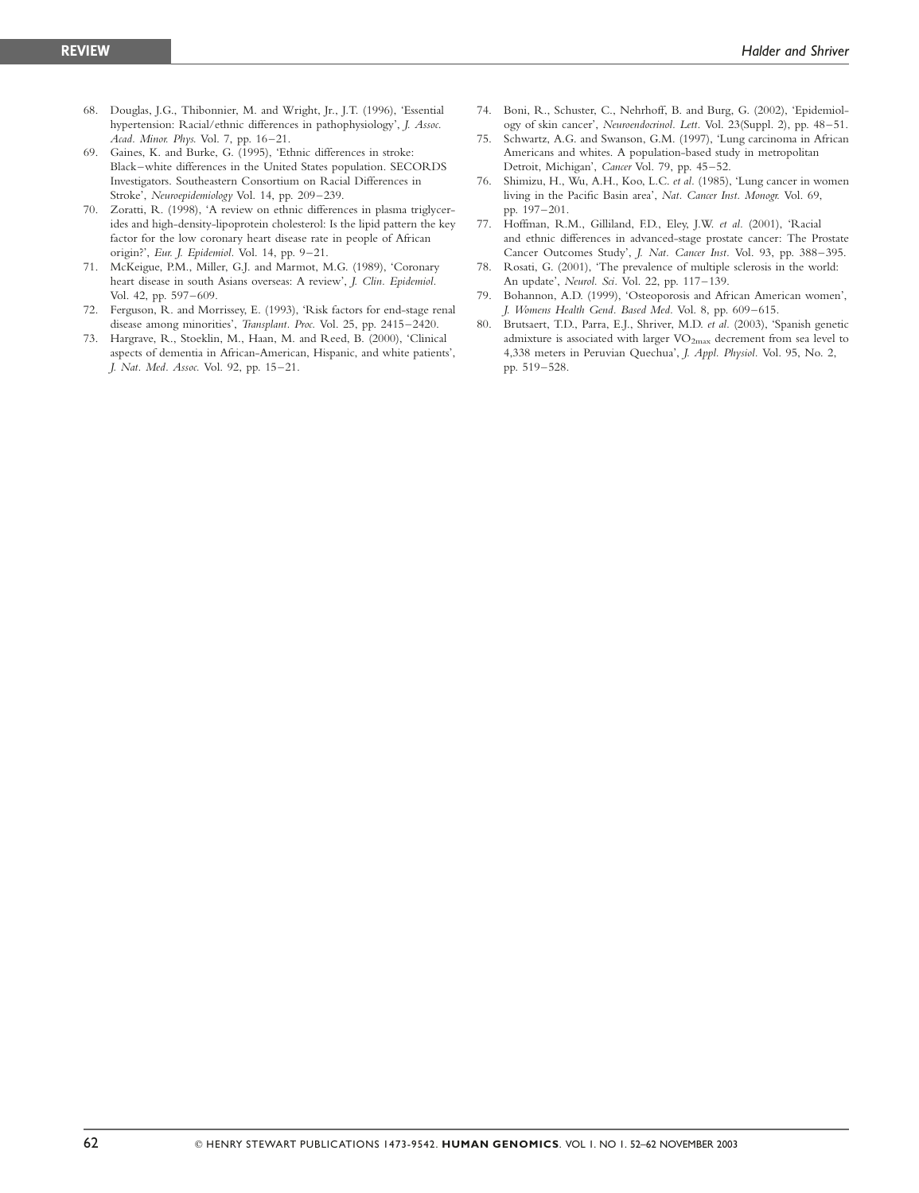68. Douglas, J.G., Thibonnier, M. and Wright, Jr., J.T. (1996), 'Essential hypertension: Racial/ethnic differences in pathophysiology', *J. Assoc. Acad. Minor. Phys.* Vol. 7, pp. 16–21.
69. Gaines, K. and Burke, G. (1995), 'Ethnic differences in stroke: Black–white differences in the United States population. SECORDS Investigators. Southeastern Consortium on Racial Differences in Stroke', *Neuroepidemiology* Vol. 14, pp. 209–239.
70. Zoratti, R. (1998), 'A review on ethnic differences in plasma triglycerides and high-density-lipoprotein cholesterol: Is the lipid pattern the key factor for the low coronary heart disease rate in people of African origin?', *Eur. J. Epidemiol.* Vol. 14, pp. 9–21.
71. McKeigue, P.M., Miller, G.J. and Marmot, M.G. (1989), 'Coronary heart disease in south Asians overseas: A review', *J. Clin. Epidemiol.* Vol. 42, pp. 597–609.
72. Ferguson, R. and Morrissey, E. (1993), 'Risk factors for end-stage renal disease among minorities', *Transplant. Proc.* Vol. 25, pp. 2415–2420.
73. Hargrave, R., Stoeklin, M., Haan, M. and Reed, B. (2000), 'Clinical aspects of dementia in African-American, Hispanic, and white patients', *J. Nat. Med. Assoc.* Vol. 92, pp. 15–21.
74. Boni, R., Schuster, C., Nehrhoff, B. and Burg, G. (2002), 'Epidemiology of skin cancer', *Neuroendocrinol. Lett.* Vol. 23(Suppl. 2), pp. 48–51.
75. Schwartz, A.G. and Swanson, G.M. (1997), 'Lung carcinoma in African Americans and whites. A population-based study in metropolitan Detroit, Michigan', *Cancer* Vol. 79, pp. 45–52.
76. Shimizu, H., Wu, A.H., Koo, L.C. *et al.* (1985), 'Lung cancer in women living in the Pacific Basin area', *Nat. Cancer Inst. Monogr.* Vol. 69, pp. 197–201.
77. Hoffman, R.M., Gilliland, F.D., Eley, J.W. *et al.* (2001), 'Racial and ethnic differences in advanced-stage prostate cancer: The Prostate Cancer Outcomes Study', *J. Nat. Cancer Inst.* Vol. 93, pp. 388–395.
78. Rosati, G. (2001), 'The prevalence of multiple sclerosis in the world: An update', *Neurol. Sci.* Vol. 22, pp. 117–139.
79. Bohannon, A.D. (1999), 'Osteoporosis and African American women', *J. Womens Health Gend. Based Med.* Vol. 8, pp. 609–615.
80. Brutsaert, T.D., Parra, E.J., Shriver, M.D. *et al.* (2003), 'Spanish genetic admixture is associated with larger $VO_{2max}$ decrement from sea level to 4,338 meters in Peruvian Quechua', *J. Appl. Physiol.* Vol. 95, No. 2, pp. 519–528.